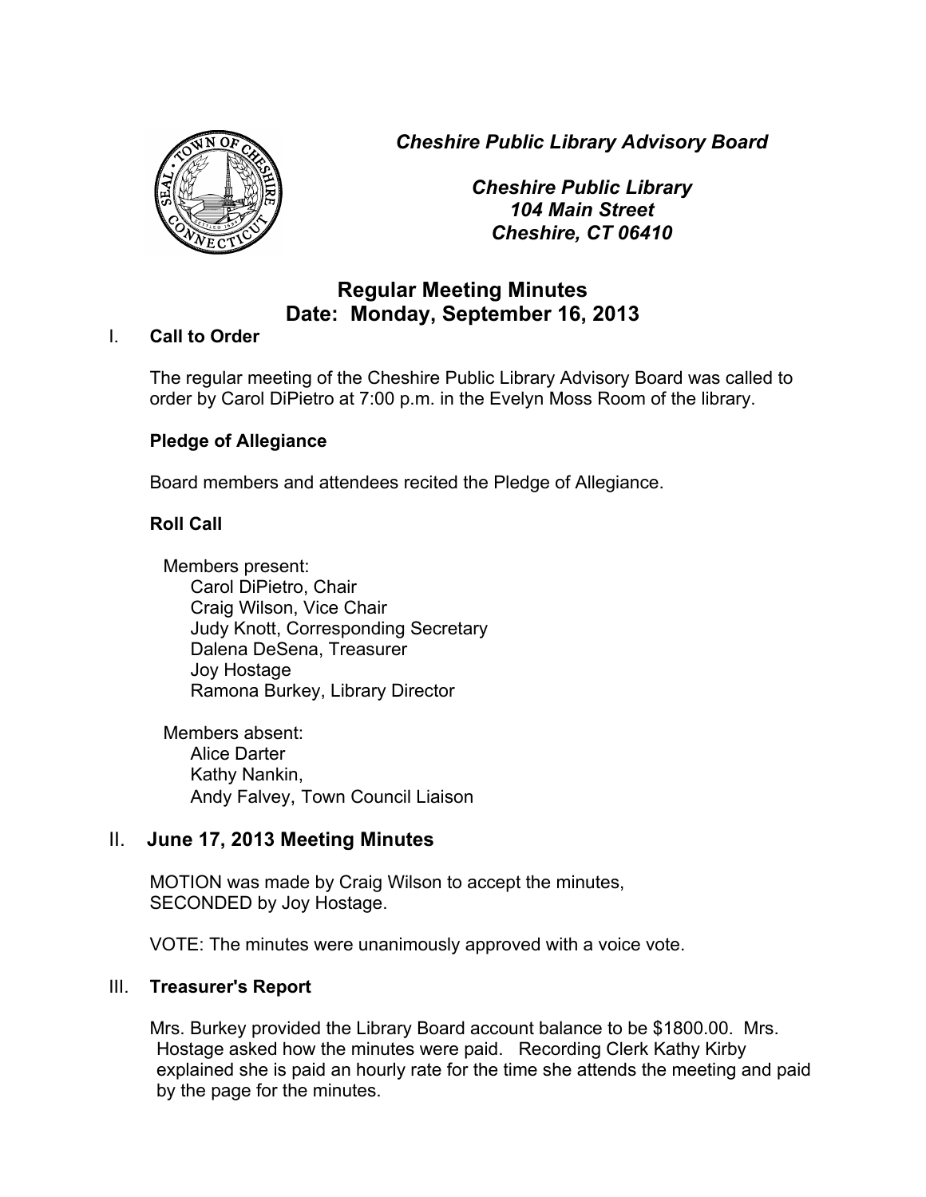*Cheshire Public Library Advisory Board*

*Cheshire Public Library*
*104 Main Street*
*Cheshire, CT 06410*

# Regular Meeting Minutes
## Date: Monday, September 16, 2013

I. **Call to Order**

The regular meeting of the Cheshire Public Library Advisory Board was called to order by Carol DiPietro at 7:00 p.m. in the Evelyn Moss Room of the library.

**Pledge of Allegiance**

Board members and attendees recited the Pledge of Allegiance.

**Roll Call**

Members present:
- Carol DiPietro, Chair
- Craig Wilson, Vice Chair
- Judy Knott, Corresponding Secretary
- Dalena DeSena, Treasurer
- Joy Hostage
- Ramona Burkey, Library Director

Members absent:
- Alice Darter
- Kathy Nankin,
- Andy Falvey, Town Council Liaison

## II. June 17, 2013 Meeting Minutes

MOTION was made by Craig Wilson to accept the minutes,
SECONDED by Joy Hostage.

VOTE: The minutes were unanimously approved with a voice vote.

## III. Treasurer's Report

Mrs. Burkey provided the Library Board account balance to be $1800.00. Mrs. Hostage asked how the minutes were paid. Recording Clerk Kathy Kirby explained she is paid an hourly rate for the time she attends the meeting and paid by the page for the minutes.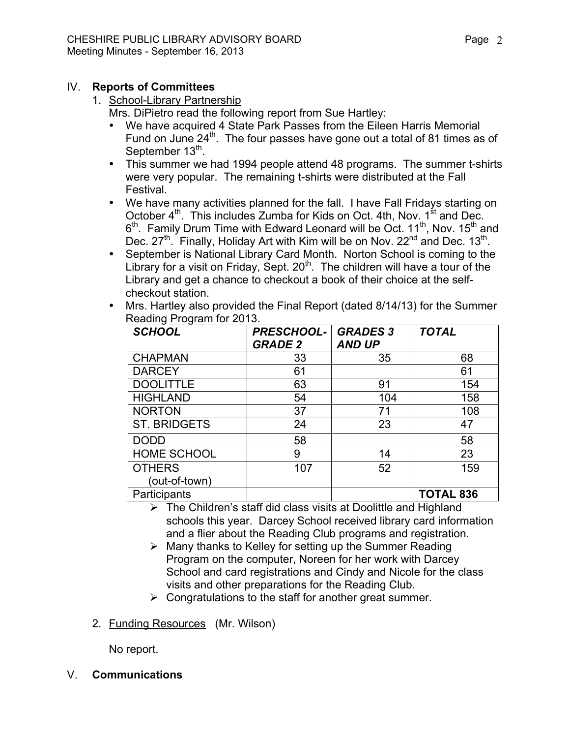## IV. **Reports of Committees**

1. School-Library Partnership

   Mrs. DiPietro read the following report from Sue Hartley:

   - We have acquired 4 State Park Passes from the Eileen Harris Memorial Fund on June 24th. The four passes have gone out a total of 81 times as of September 13th.
   - This summer we had 1994 people attend 48 programs. The summer t-shirts were very popular. The remaining t-shirts were distributed at the Fall Festival.
   - We have many activities planned for the fall. I have Fall Fridays starting on October 4th. This includes Zumba for Kids on Oct. 4th, Nov. 1st and Dec. 6th. Family Drum Time with Edward Leonard will be Oct. 11th, Nov. 15th and Dec. 27th. Finally, Holiday Art with Kim will be on Nov. 22nd and Dec. 13th.
   - September is National Library Card Month. Norton School is coming to the Library for a visit on Friday, Sept. 20th. The children will have a tour of the Library and get a chance to checkout a book of their choice at the self-checkout station.
   - Mrs. Hartley also provided the Final Report (dated 8/14/13) for the Summer Reading Program for 2013.

| ***SCHOOL*** | ***PRESCHOOL-GRADE 2*** | ***GRADES 3 AND UP*** | ***TOTAL*** |
|---|---|---|---|
| CHAPMAN | 33 | 35 | 68 |
| DARCEY | 61 | | 61 |
| DOOLITTLE | 63 | 91 | 154 |
| HIGHLAND | 54 | 104 | 158 |
| NORTON | 37 | 71 | 108 |
| ST. BRIDGETS | 24 | 23 | 47 |
| DODD | 58 | | 58 |
| HOME SCHOOL | 9 | 14 | 23 |
| OTHERS (out-of-town) | 107 | 52 | 159 |
| Participants | | | **TOTAL 836** |

   - The Children's staff did class visits at Doolittle and Highland schools this year. Darcey School received library card information and a flier about the Reading Club programs and registration.
   - Many thanks to Kelley for setting up the Summer Reading Program on the computer, Noreen for her work with Darcey School and card registrations and Cindy and Nicole for the class visits and other preparations for the Reading Club.
   - Congratulations to the staff for another great summer.

2. Funding Resources (Mr. Wilson)

   No report.

## V. **Communications**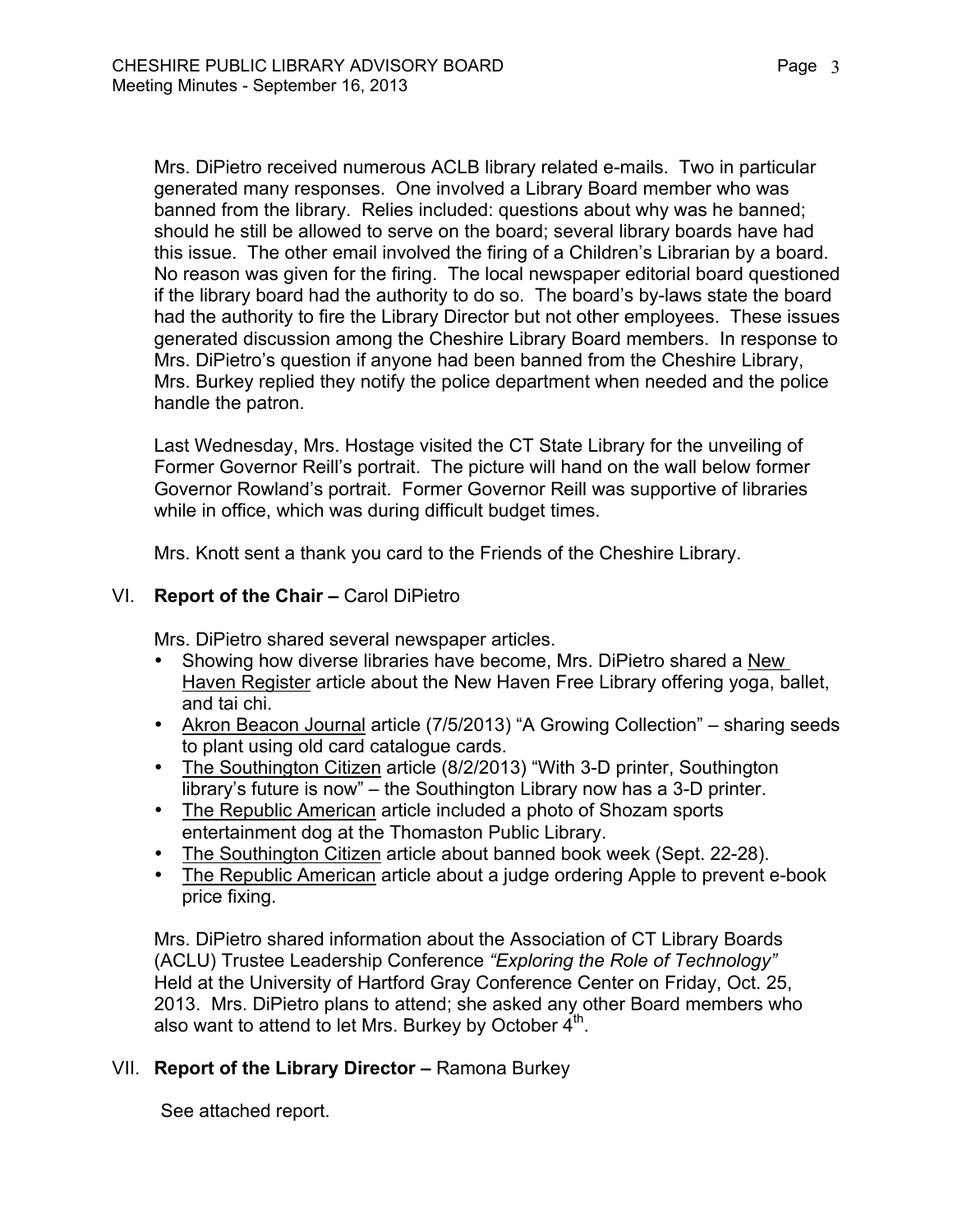Mrs. DiPietro received numerous ACLB library related e-mails. Two in particular generated many responses. One involved a Library Board member who was banned from the library. Relies included: questions about why was he banned; should he still be allowed to serve on the board; several library boards have had this issue. The other email involved the firing of a Children's Librarian by a board. No reason was given for the firing. The local newspaper editorial board questioned if the library board had the authority to do so. The board's by-laws state the board had the authority to fire the Library Director but not other employees. These issues generated discussion among the Cheshire Library Board members. In response to Mrs. DiPietro's question if anyone had been banned from the Cheshire Library, Mrs. Burkey replied they notify the police department when needed and the police handle the patron.

Last Wednesday, Mrs. Hostage visited the CT State Library for the unveiling of Former Governor Reill's portrait. The picture will hand on the wall below former Governor Rowland's portrait. Former Governor Reill was supportive of libraries while in office, which was during difficult budget times.

Mrs. Knott sent a thank you card to the Friends of the Cheshire Library.

## VI. **Report of the Chair –** Carol DiPietro

Mrs. DiPietro shared several newspaper articles.

- Showing how diverse libraries have become, Mrs. DiPietro shared a New Haven Register article about the New Haven Free Library offering yoga, ballet, and tai chi.
- Akron Beacon Journal article (7/5/2013) "A Growing Collection" – sharing seeds to plant using old card catalogue cards.
- The Southington Citizen article (8/2/2013) "With 3-D printer, Southington library's future is now" – the Southington Library now has a 3-D printer.
- The Republic American article included a photo of Shozam sports entertainment dog at the Thomaston Public Library.
- The Southington Citizen article about banned book week (Sept. 22-28).
- The Republic American article about a judge ordering Apple to prevent e-book price fixing.

Mrs. DiPietro shared information about the Association of CT Library Boards (ACLU) Trustee Leadership Conference *"Exploring the Role of Technology"* Held at the University of Hartford Gray Conference Center on Friday, Oct. 25, 2013. Mrs. DiPietro plans to attend; she asked any other Board members who also want to attend to let Mrs. Burkey by October 4th.

## VII. **Report of the Library Director –** Ramona Burkey

See attached report.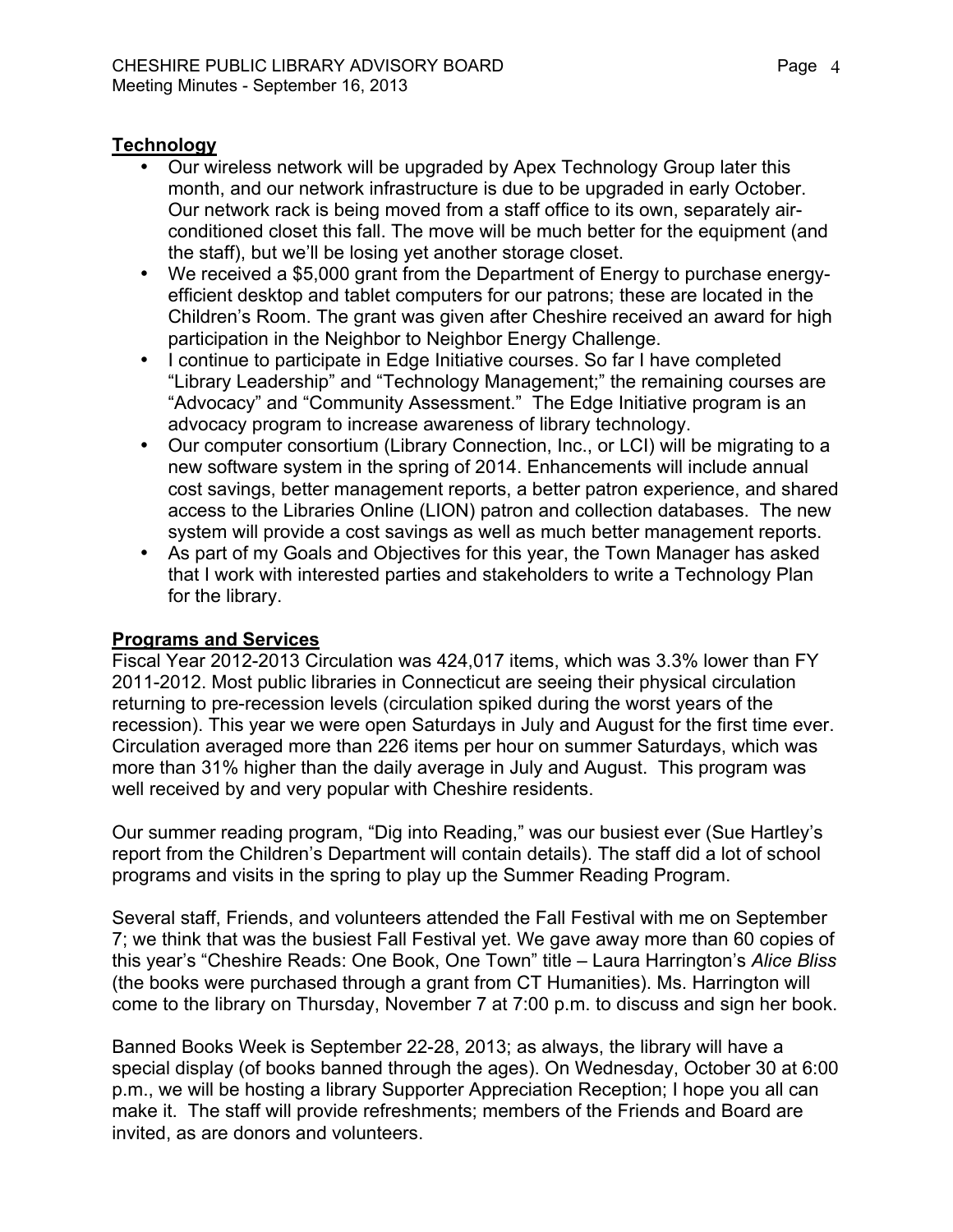## Technology

- Our wireless network will be upgraded by Apex Technology Group later this month, and our network infrastructure is due to be upgraded in early October. Our network rack is being moved from a staff office to its own, separately air-conditioned closet this fall. The move will be much better for the equipment (and the staff), but we'll be losing yet another storage closet.
- We received a $5,000 grant from the Department of Energy to purchase energy-efficient desktop and tablet computers for our patrons; these are located in the Children's Room. The grant was given after Cheshire received an award for high participation in the Neighbor to Neighbor Energy Challenge.
- I continue to participate in Edge Initiative courses. So far I have completed "Library Leadership" and "Technology Management;" the remaining courses are "Advocacy" and "Community Assessment." The Edge Initiative program is an advocacy program to increase awareness of library technology.
- Our computer consortium (Library Connection, Inc., or LCI) will be migrating to a new software system in the spring of 2014. Enhancements will include annual cost savings, better management reports, a better patron experience, and shared access to the Libraries Online (LION) patron and collection databases. The new system will provide a cost savings as well as much better management reports.
- As part of my Goals and Objectives for this year, the Town Manager has asked that I work with interested parties and stakeholders to write a Technology Plan for the library.

## Programs and Services

Fiscal Year 2012-2013 Circulation was 424,017 items, which was 3.3% lower than FY 2011-2012. Most public libraries in Connecticut are seeing their physical circulation returning to pre-recession levels (circulation spiked during the worst years of the recession). This year we were open Saturdays in July and August for the first time ever. Circulation averaged more than 226 items per hour on summer Saturdays, which was more than 31% higher than the daily average in July and August. This program was well received by and very popular with Cheshire residents.

Our summer reading program, "Dig into Reading," was our busiest ever (Sue Hartley's report from the Children's Department will contain details). The staff did a lot of school programs and visits in the spring to play up the Summer Reading Program.

Several staff, Friends, and volunteers attended the Fall Festival with me on September 7; we think that was the busiest Fall Festival yet. We gave away more than 60 copies of this year's "Cheshire Reads: One Book, One Town" title – Laura Harrington's *Alice Bliss* (the books were purchased through a grant from CT Humanities). Ms. Harrington will come to the library on Thursday, November 7 at 7:00 p.m. to discuss and sign her book.

Banned Books Week is September 22-28, 2013; as always, the library will have a special display (of books banned through the ages). On Wednesday, October 30 at 6:00 p.m., we will be hosting a library Supporter Appreciation Reception; I hope you all can make it. The staff will provide refreshments; members of the Friends and Board are invited, as are donors and volunteers.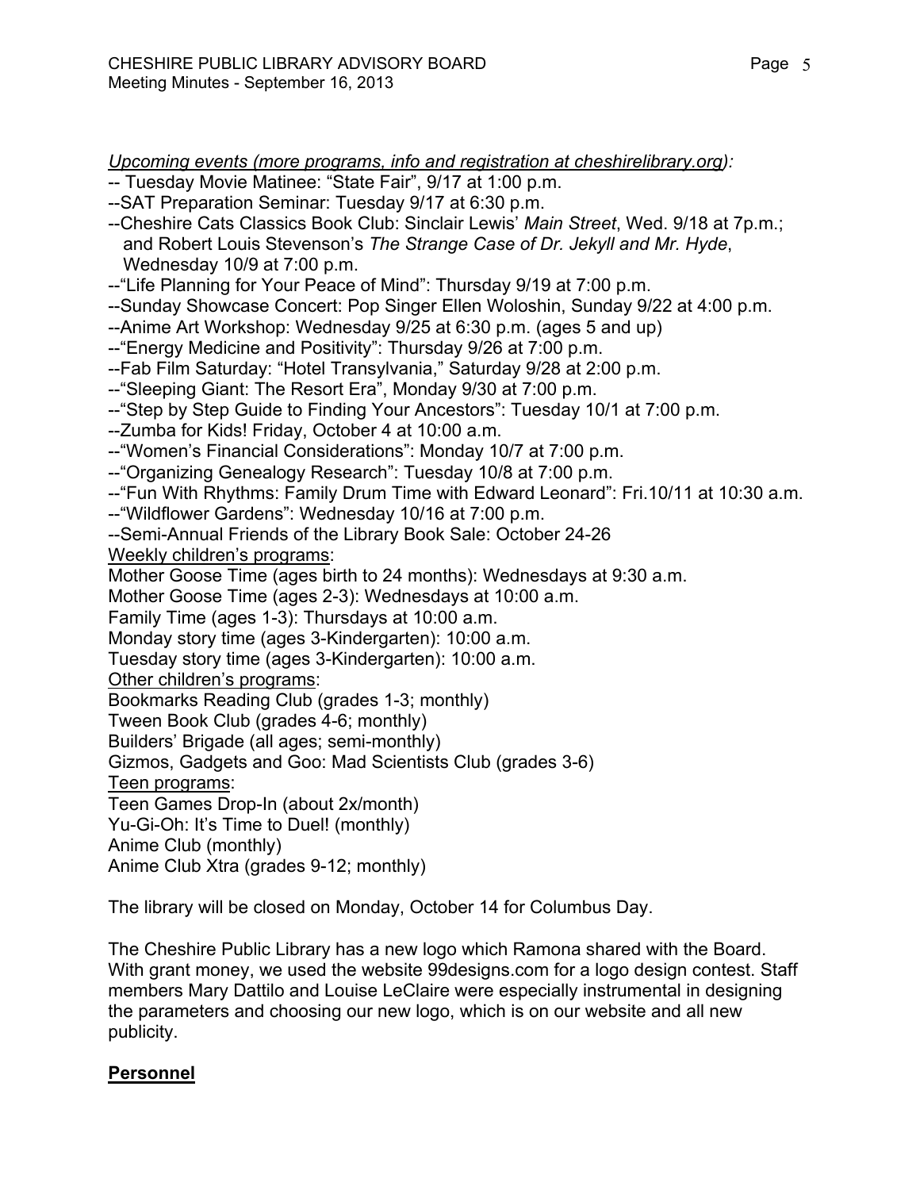*Upcoming events (more programs, info and registration at cheshirelibrary.org):*

-- Tuesday Movie Matinee: "State Fair", 9/17 at 1:00 p.m.
--SAT Preparation Seminar: Tuesday 9/17 at 6:30 p.m.
--Cheshire Cats Classics Book Club: Sinclair Lewis' *Main Street*, Wed. 9/18 at 7p.m.; and Robert Louis Stevenson's *The Strange Case of Dr. Jekyll and Mr. Hyde*, Wednesday 10/9 at 7:00 p.m.
--"Life Planning for Your Peace of Mind": Thursday 9/19 at 7:00 p.m.
--Sunday Showcase Concert: Pop Singer Ellen Woloshin, Sunday 9/22 at 4:00 p.m.
--Anime Art Workshop: Wednesday 9/25 at 6:30 p.m. (ages 5 and up)
--"Energy Medicine and Positivity": Thursday 9/26 at 7:00 p.m.
--Fab Film Saturday: "Hotel Transylvania," Saturday 9/28 at 2:00 p.m.
--"Sleeping Giant: The Resort Era", Monday 9/30 at 7:00 p.m.
--"Step by Step Guide to Finding Your Ancestors": Tuesday 10/1 at 7:00 p.m.
--Zumba for Kids! Friday, October 4 at 10:00 a.m.
--"Women's Financial Considerations": Monday 10/7 at 7:00 p.m.
--"Organizing Genealogy Research": Tuesday 10/8 at 7:00 p.m.
--"Fun With Rhythms: Family Drum Time with Edward Leonard": Fri.10/11 at 10:30 a.m.
--"Wildflower Gardens": Wednesday 10/16 at 7:00 p.m.
--Semi-Annual Friends of the Library Book Sale: October 24-26

<u>Weekly children's programs</u>:
Mother Goose Time (ages birth to 24 months): Wednesdays at 9:30 a.m.
Mother Goose Time (ages 2-3): Wednesdays at 10:00 a.m.
Family Time (ages 1-3): Thursdays at 10:00 a.m.
Monday story time (ages 3-Kindergarten): 10:00 a.m.
Tuesday story time (ages 3-Kindergarten): 10:00 a.m.

<u>Other children's programs</u>:
Bookmarks Reading Club (grades 1-3; monthly)
Tween Book Club (grades 4-6; monthly)
Builders' Brigade (all ages; semi-monthly)
Gizmos, Gadgets and Goo: Mad Scientists Club (grades 3-6)

<u>Teen programs</u>:
Teen Games Drop-In (about 2x/month)
Yu-Gi-Oh: It's Time to Duel! (monthly)
Anime Club (monthly)
Anime Club Xtra (grades 9-12; monthly)

The library will be closed on Monday, October 14 for Columbus Day.

The Cheshire Public Library has a new logo which Ramona shared with the Board. With grant money, we used the website 99designs.com for a logo design contest. Staff members Mary Dattilo and Louise LeClaire were especially instrumental in designing the parameters and choosing our new logo, which is on our website and all new publicity.

## Personnel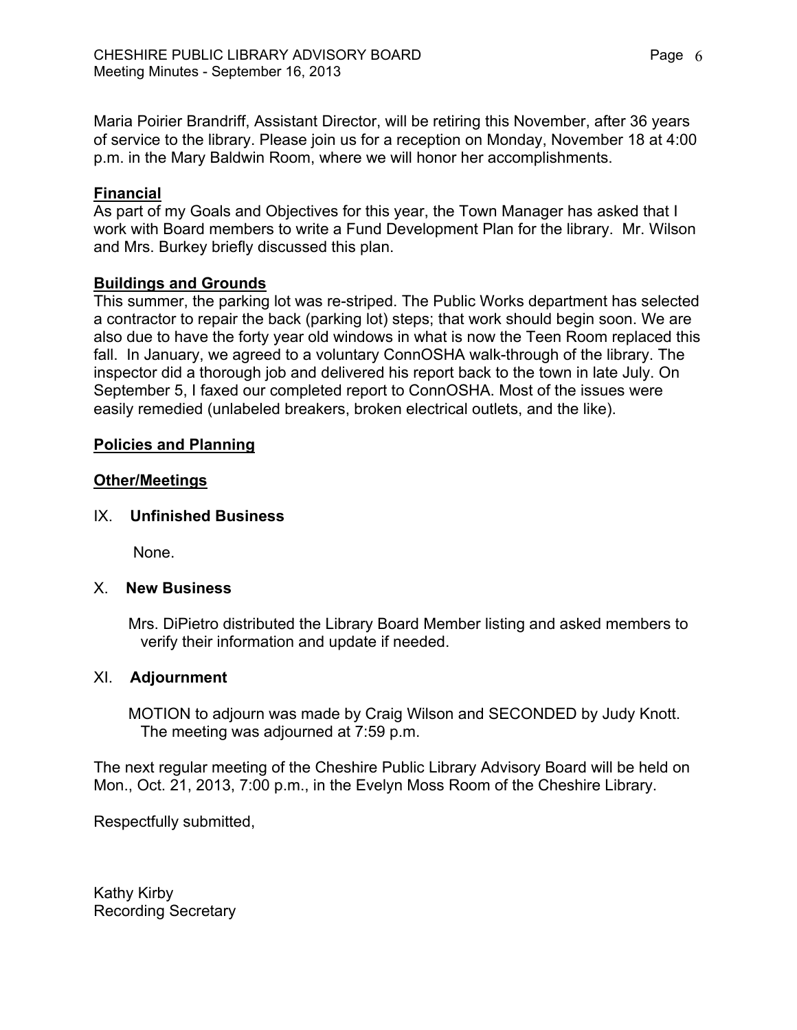Maria Poirier Brandriff, Assistant Director, will be retiring this November, after 36 years of service to the library. Please join us for a reception on Monday, November 18 at 4:00 p.m. in the Mary Baldwin Room, where we will honor her accomplishments.

**Financial**

As part of my Goals and Objectives for this year, the Town Manager has asked that I work with Board members to write a Fund Development Plan for the library. Mr. Wilson and Mrs. Burkey briefly discussed this plan.

**Buildings and Grounds**

This summer, the parking lot was re-striped. The Public Works department has selected a contractor to repair the back (parking lot) steps; that work should begin soon. We are also due to have the forty year old windows in what is now the Teen Room replaced this fall. In January, we agreed to a voluntary ConnOSHA walk-through of the library. The inspector did a thorough job and delivered his report back to the town in late July. On September 5, I faxed our completed report to ConnOSHA. Most of the issues were easily remedied (unlabeled breakers, broken electrical outlets, and the like).

**Policies and Planning**

**Other/Meetings**

## IX. Unfinished Business

None.

## X. New Business

Mrs. DiPietro distributed the Library Board Member listing and asked members to verify their information and update if needed.

## XI. Adjournment

MOTION to adjourn was made by Craig Wilson and SECONDED by Judy Knott. The meeting was adjourned at 7:59 p.m.

The next regular meeting of the Cheshire Public Library Advisory Board will be held on Mon., Oct. 21, 2013, 7:00 p.m., in the Evelyn Moss Room of the Cheshire Library.

Respectfully submitted,

Kathy Kirby
Recording Secretary